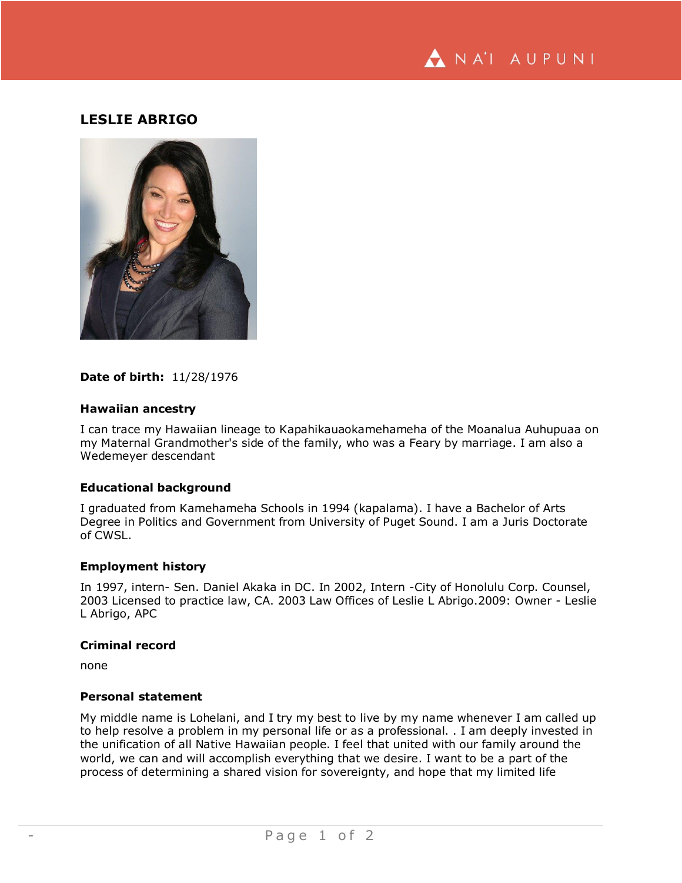# LESLIE ABRIGO

**Date of birth:** 11/28/1976

### Hawaiian ancestry

I can trace my Hawaiian lineage to Kapahikauaokamehameha of the Moanalua Auhupuaa on my Maternal Grandmother's side of the family, who was a Feary by marriage. I am also a Wedemeyer descendant

### Educational background

I graduated from Kamehameha Schools in 1994 (kapalama). I have a Bachelor of Arts Degree in Politics and Government from University of Puget Sound. I am a Juris Doctorate of CWSL.

### Employment history

In 1997, intern- Sen. Daniel Akaka in DC. In 2002, Intern -City of Honolulu Corp. Counsel, 2003 Licensed to practice law, CA. 2003 Law Offices of Leslie L Abrigo.2009: Owner - Leslie L Abrigo, APC

### Criminal record

none

### Personal statement

My middle name is Lohelani, and I try my best to live by my name whenever I am called up to help resolve a problem in my personal life or as a professional. . I am deeply invested in the unification of all Native Hawaiian people. I feel that united with our family around the world, we can and will accomplish everything that we desire. I want to be a part of the process of determining a shared vision for sovereignty, and hope that my limited life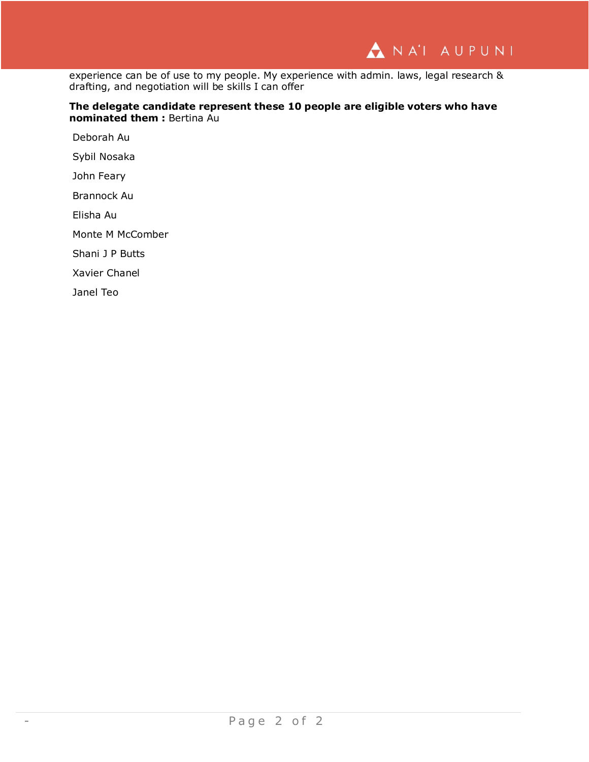experience can be of use to my people. My experience with admin. laws, legal research & drafting, and negotiation will be skills I can offer

**The delegate candidate represent these 10 people are eligible voters who have nominated them :** Bertina Au

Deborah Au

Sybil Nosaka

John Feary

Brannock Au

Elisha Au

Monte M McComber

Shani J P Butts

Xavier Chanel

Janel Teo